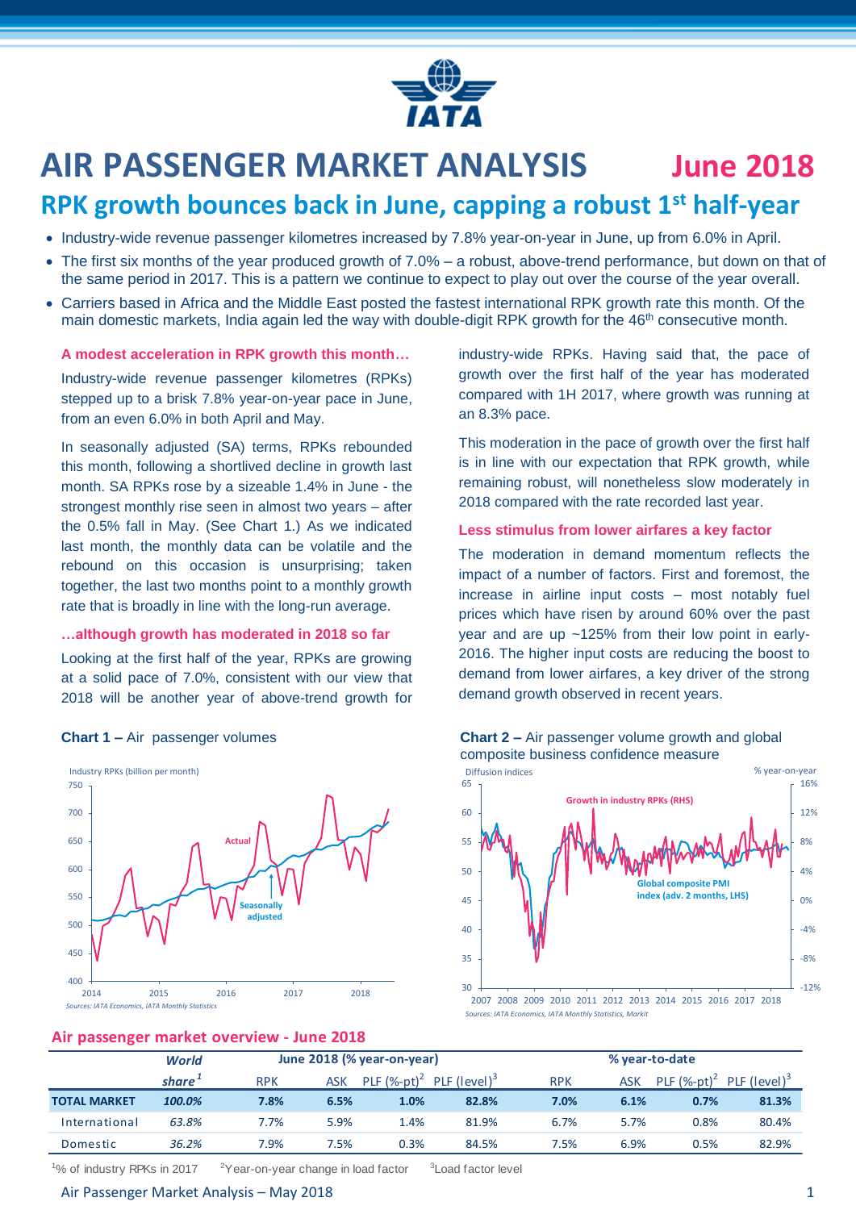# AIR PASSENGER MARKET ANALYSIS June 2018

## RPK growth bounces back in June, capping a robust 1st half-year

- Industry-wide revenue passenger kilometres increased by 7.8% year-on-year in June, up from 6.0% in April.
- The first six months of the year produced growth of 7.0% – a robust, above-trend performance, but down on that of the same period in 2017. This is a pattern we continue to expect to play out over the course of the year overall.
- Carriers based in Africa and the Middle East posted the fastest international RPK growth rate this month. Of the main domestic markets, India again led the way with double-digit RPK growth for the 46th consecutive month.

### A modest acceleration in RPK growth this month…

Industry-wide revenue passenger kilometres (RPKs) stepped up to a brisk 7.8% year-on-year pace in June, from an even 6.0% in both April and May.

In seasonally adjusted (SA) terms, RPKs rebounded this month, following a shortlived decline in growth last month. SA RPKs rose by a sizeable 1.4% in June - the strongest monthly rise seen in almost two years – after the 0.5% fall in May. (See Chart 1.) As we indicated last month, the monthly data can be volatile and the rebound on this occasion is unsurprising; taken together, the last two months point to a monthly growth rate that is broadly in line with the long-run average.

### …although growth has moderated in 2018 so far

Looking at the first half of the year, RPKs are growing at a solid pace of 7.0%, consistent with our view that 2018 will be another year of above-trend growth for industry-wide RPKs. Having said that, the pace of growth over the first half of the year has moderated compared with 1H 2017, where growth was running at an 8.3% pace.

This moderation in the pace of growth over the first half is in line with our expectation that RPK growth, while remaining robust, will nonetheless slow moderately in 2018 compared with the rate recorded last year.

### Less stimulus from lower airfares a key factor

The moderation in demand momentum reflects the impact of a number of factors. First and foremost, the increase in airline input costs – most notably fuel prices which have risen by around 60% over the past year and are up ~125% from their low point in early-2016. The higher input costs are reducing the boost to demand from lower airfares, a key driver of the strong demand growth observed in recent years.

**Chart 1 –** Air passenger volumes

*Sources: IATA Economics, IATA Monthly Statistics*

**Chart 2 –** Air passenger volume growth and global composite business confidence measure

*Sources: IATA Economics, IATA Monthly Statistics, Markit*

### Air passenger market overview - June 2018

| | World share[1] | June 2018 (% year-on-year) | | | | % year-to-date | | | |
|---|---|---|---|---|---|---|---|---|---|
| | | RPK | ASK | PLF (%-pt)[2] | PLF (level)[3] | RPK | ASK | PLF (%-pt)[2] | PLF (level)[3] |
| **TOTAL MARKET** | ***100.0%*** | **7.8%** | **6.5%** | **1.0%** | **82.8%** | **7.0%** | **6.1%** | **0.7%** | **81.3%** |
| International | *63.8%* | 7.7% | 5.9% | 1.4% | 81.9% | 6.7% | 5.7% | 0.8% | 80.4% |
| Domestic | *36.2%* | 7.9% | 7.5% | 0.3% | 84.5% | 7.5% | 6.9% | 0.5% | 82.9% |

[1]% of industry RPKs in 2017 [2]Year-on-year change in load factor [3]Load factor level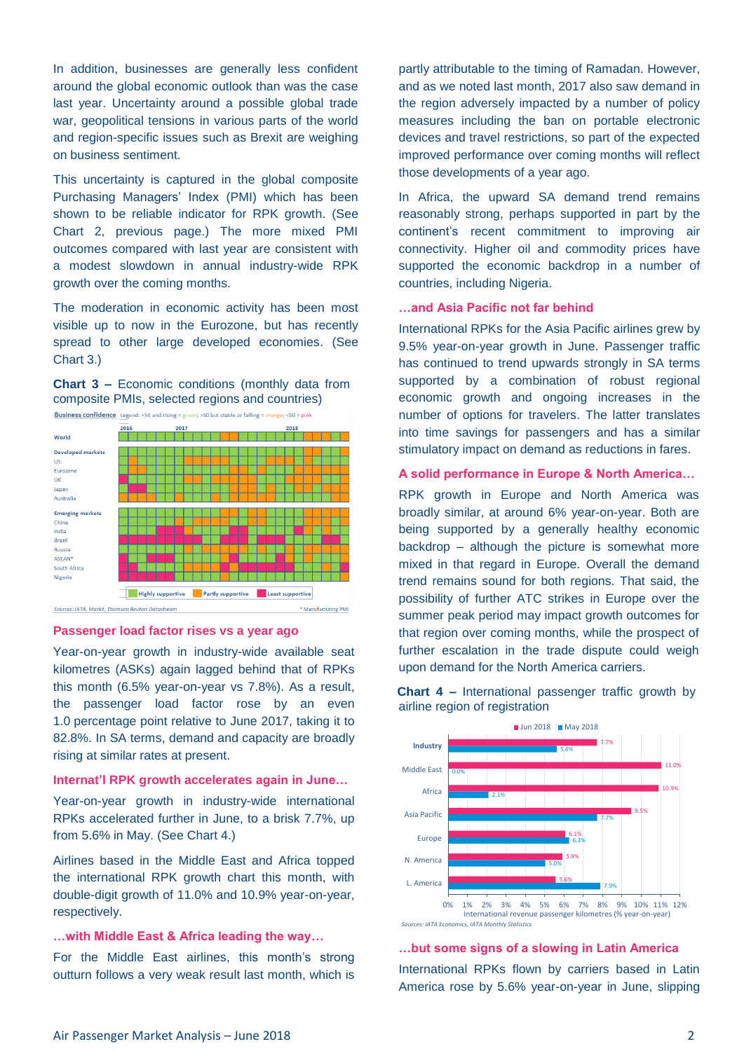In addition, businesses are generally less confident around the global economic outlook than was the case last year. Uncertainty around a possible global trade war, geopolitical tensions in various parts of the world and region-specific issues such as Brexit are weighing on business sentiment.

This uncertainty is captured in the global composite Purchasing Managers' Index (PMI) which has been shown to be reliable indicator for RPK growth. (See Chart 2, previous page.) The more mixed PMI outcomes compared with last year are consistent with a modest slowdown in annual industry-wide RPK growth over the coming months.

The moderation in economic activity has been most visible up to now in the Eurozone, but has recently spread to other large developed economies. (See Chart 3.)

**Chart 3 –** Economic conditions (monthly data from composite PMIs, selected regions and countries)

Business confidence Legend: >50 and rising = green; >50 but stable or falling = orange; <50 = pink

World

Developed markets: US, Eurozone, UK, Japan, Australia

Emerging markets: China, India, Brazil, Russia, ASEAN*, South Africa, Nigeria

Highly supportive | Partly supportive | Least supportive

*Sources: IATA, Markit, Thomson Reuters Datastream* — * Manufacturing PMI

### Passenger load factor rises vs a year ago

Year-on-year growth in industry-wide available seat kilometres (ASKs) again lagged behind that of RPKs this month (6.5% year-on-year vs 7.8%). As a result, the passenger load factor rose by an even 1.0 percentage point relative to June 2017, taking it to 82.8%. In SA terms, demand and capacity are broadly rising at similar rates at present.

### Internat'l RPK growth accelerates again in June…

Year-on-year growth in industry-wide international RPKs accelerated further in June, to a brisk 7.7%, up from 5.6% in May. (See Chart 4.)

Airlines based in the Middle East and Africa topped the international RPK growth chart this month, with double-digit growth of 11.0% and 10.9% year-on-year, respectively.

### …with Middle East & Africa leading the way…

For the Middle East airlines, this month's strong outturn follows a very weak result last month, which is partly attributable to the timing of Ramadan. However, and as we noted last month, 2017 also saw demand in the region adversely impacted by a number of policy measures including the ban on portable electronic devices and travel restrictions, so part of the expected improved performance over coming months will reflect those developments of a year ago.

In Africa, the upward SA demand trend remains reasonably strong, perhaps supported in part by the continent's recent commitment to improving air connectivity. Higher oil and commodity prices have supported the economic backdrop in a number of countries, including Nigeria.

### …and Asia Pacific not far behind

International RPKs for the Asia Pacific airlines grew by 9.5% year-on-year growth in June. Passenger traffic has continued to trend upwards strongly in SA terms supported by a combination of robust regional economic growth and ongoing increases in the number of options for travelers. The latter translates into time savings for passengers and has a similar stimulatory impact on demand as reductions in fares.

### A solid performance in Europe & North America…

RPK growth in Europe and North America was broadly similar, at around 6% year-on-year. Both are being supported by a generally healthy economic backdrop – although the picture is somewhat more mixed in that regard in Europe. Overall the demand trend remains sound for both regions. That said, the possibility of further ATC strikes in Europe over the summer peak period may impact growth outcomes for that region over coming months, while the prospect of further escalation in the trade dispute could weigh upon demand for the North America carriers.

**Chart 4 –** International passenger traffic growth by airline region of registration

| | Jun 2018 | May 2018 |
|---|---|---|
| Industry | 7.7% | 5.6% |
| Middle East | 11.0% | 0.0% |
| Africa | 10.9% | 2.1% |
| Asia Pacific | 9.5% | 7.7% |
| Europe | 6.1% | 6.3% |
| N. America | 5.9% | 5.0% |
| L. America | 5.6% | 7.9% |

International revenue passenger kilometres (% year-on-year)

*Sources: IATA Economics, IATA Monthly Statistics*

### …but some signs of a slowing in Latin America

International RPKs flown by carriers based in Latin America rose by 5.6% year-on-year in June, slipping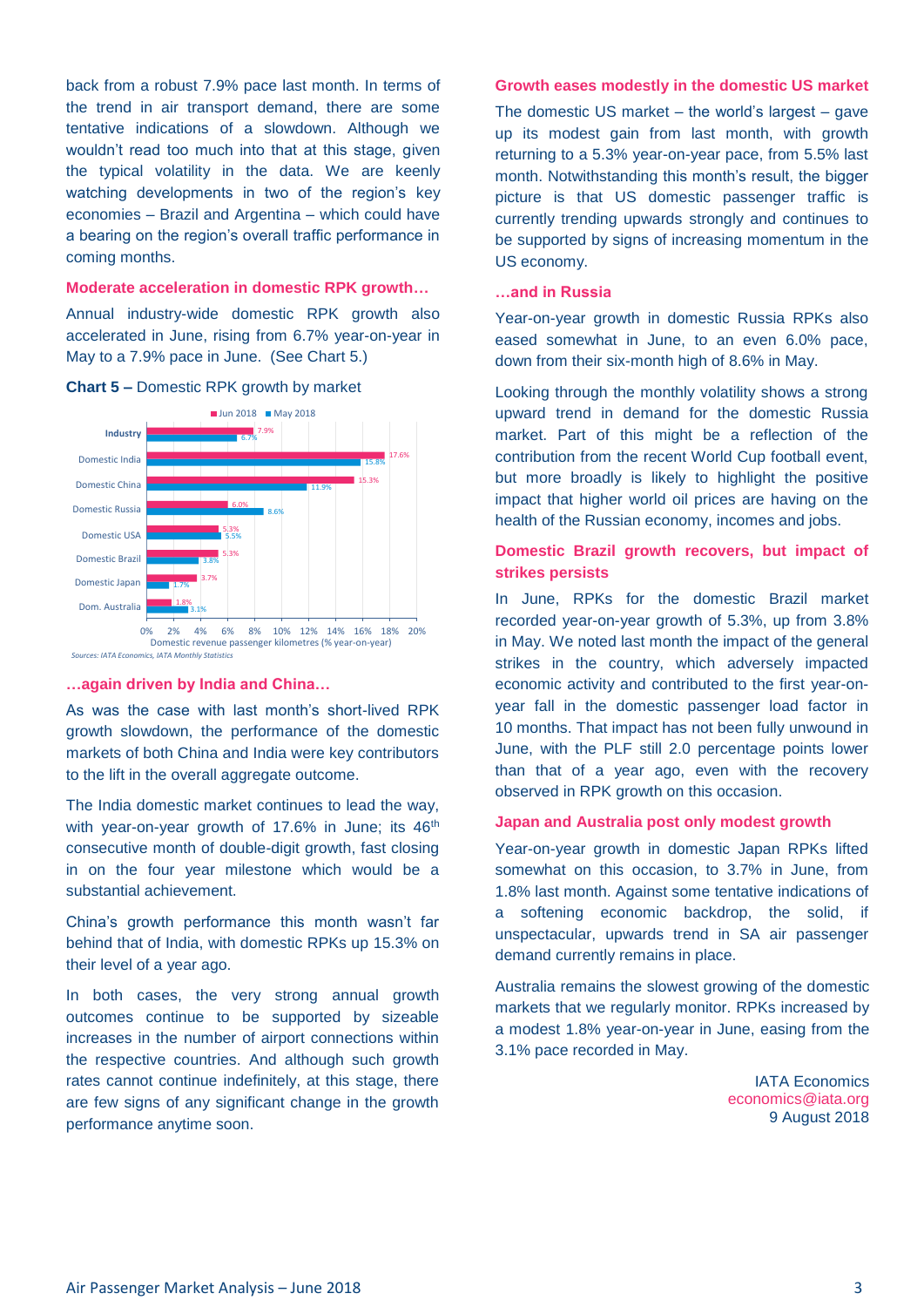back from a robust 7.9% pace last month. In terms of the trend in air transport demand, there are some tentative indications of a slowdown. Although we wouldn't read too much into that at this stage, given the typical volatility in the data. We are keenly watching developments in two of the region's key economies – Brazil and Argentina – which could have a bearing on the region's overall traffic performance in coming months.

### Moderate acceleration in domestic RPK growth…

Annual industry-wide domestic RPK growth also accelerated in June, rising from 6.7% year-on-year in May to a 7.9% pace in June. (See Chart 5.)

**Chart 5 –** Domestic RPK growth by market

| Market | Jun 2018 | May 2018 |
|---|---|---|
| Industry | 7.9% | 6.7% |
| Domestic India | 17.6% | 15.8% |
| Domestic China | 15.3% | 11.9% |
| Domestic Russia | 6.0% | 8.6% |
| Domestic USA | 5.3% | 5.5% |
| Domestic Brazil | 5.3% | 3.8% |
| Domestic Japan | 3.7% | 1.7% |
| Dom. Australia | 1.8% | 3.1% |

Domestic revenue passenger kilometres (% year-on-year)

*Sources: IATA Economics, IATA Monthly Statistics*

### …again driven by India and China…

As was the case with last month's short-lived RPK growth slowdown, the performance of the domestic markets of both China and India were key contributors to the lift in the overall aggregate outcome.

The India domestic market continues to lead the way, with year-on-year growth of 17.6% in June; its 46th consecutive month of double-digit growth, fast closing in on the four year milestone which would be a substantial achievement.

China's growth performance this month wasn't far behind that of India, with domestic RPKs up 15.3% on their level of a year ago.

In both cases, the very strong annual growth outcomes continue to be supported by sizeable increases in the number of airport connections within the respective countries. And although such growth rates cannot continue indefinitely, at this stage, there are few signs of any significant change in the growth performance anytime soon.

### Growth eases modestly in the domestic US market

The domestic US market – the world's largest – gave up its modest gain from last month, with growth returning to a 5.3% year-on-year pace, from 5.5% last month. Notwithstanding this month's result, the bigger picture is that US domestic passenger traffic is currently trending upwards strongly and continues to be supported by signs of increasing momentum in the US economy.

### …and in Russia

Year-on-year growth in domestic Russia RPKs also eased somewhat in June, to an even 6.0% pace, down from their six-month high of 8.6% in May.

Looking through the monthly volatility shows a strong upward trend in demand for the domestic Russia market. Part of this might be a reflection of the contribution from the recent World Cup football event, but more broadly is likely to highlight the positive impact that higher world oil prices are having on the health of the Russian economy, incomes and jobs.

### Domestic Brazil growth recovers, but impact of strikes persists

In June, RPKs for the domestic Brazil market recorded year-on-year growth of 5.3%, up from 3.8% in May. We noted last month the impact of the general strikes in the country, which adversely impacted economic activity and contributed to the first year-on-year fall in the domestic passenger load factor in 10 months. That impact has not been fully unwound in June, with the PLF still 2.0 percentage points lower than that of a year ago, even with the recovery observed in RPK growth on this occasion.

### Japan and Australia post only modest growth

Year-on-year growth in domestic Japan RPKs lifted somewhat on this occasion, to 3.7% in June, from 1.8% last month. Against some tentative indications of a softening economic backdrop, the solid, if unspectacular, upwards trend in SA air passenger demand currently remains in place.

Australia remains the slowest growing of the domestic markets that we regularly monitor. RPKs increased by a modest 1.8% year-on-year in June, easing from the 3.1% pace recorded in May.

IATA Economics
economics@iata.org
9 August 2018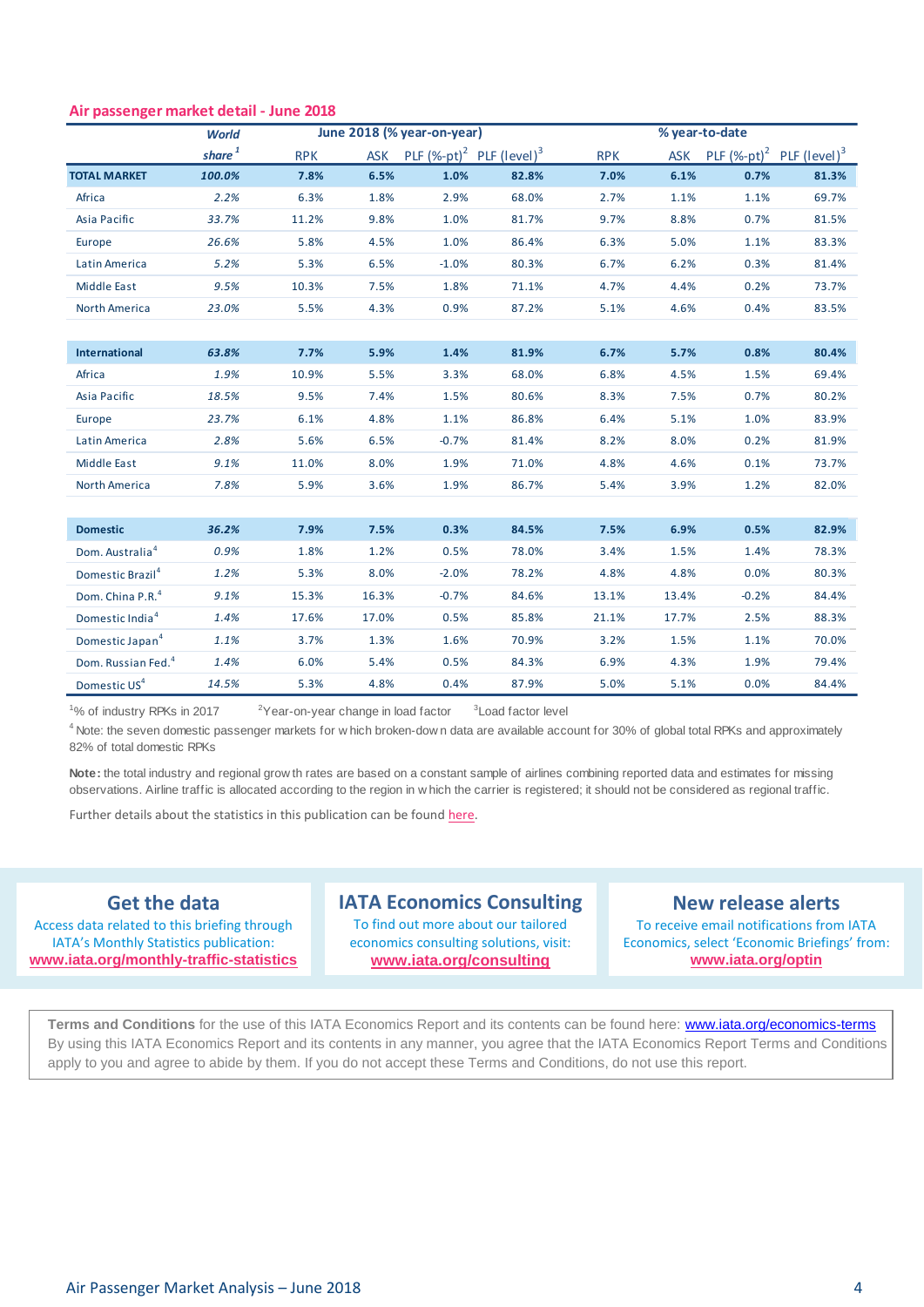## Air passenger market detail - June 2018

| | World share[1] | June 2018 (% year-on-year) | | | | % year-to-date | | | |
|---|---|---|---|---|---|---|---|---|---|
| | | RPK | ASK | PLF (%-pt)[2] | PLF (level)[3] | RPK | ASK | PLF (%-pt)[2] | PLF (level)[3] |
| **TOTAL MARKET** | *100.0%* | **7.8%** | **6.5%** | **1.0%** | **82.8%** | **7.0%** | **6.1%** | **0.7%** | **81.3%** |
| Africa | *2.2%* | 6.3% | 1.8% | 2.9% | 68.0% | 2.7% | 1.1% | 1.1% | 69.7% |
| Asia Pacific | *33.7%* | 11.2% | 9.8% | 1.0% | 81.7% | 9.7% | 8.8% | 0.7% | 81.5% |
| Europe | *26.6%* | 5.8% | 4.5% | 1.0% | 86.4% | 6.3% | 5.0% | 1.1% | 83.3% |
| Latin America | *5.2%* | 5.3% | 6.5% | -1.0% | 80.3% | 6.7% | 6.2% | 0.3% | 81.4% |
| Middle East | *9.5%* | 10.3% | 7.5% | 1.8% | 71.1% | 4.7% | 4.4% | 0.2% | 73.7% |
| North America | *23.0%* | 5.5% | 4.3% | 0.9% | 87.2% | 5.1% | 4.6% | 0.4% | 83.5% |
| **International** | *63.8%* | **7.7%** | **5.9%** | **1.4%** | **81.9%** | **6.7%** | **5.7%** | **0.8%** | **80.4%** |
| Africa | *1.9%* | 10.9% | 5.5% | 3.3% | 68.0% | 6.8% | 4.5% | 1.5% | 69.4% |
| Asia Pacific | *18.5%* | 9.5% | 7.4% | 1.5% | 80.6% | 8.3% | 7.5% | 0.7% | 80.2% |
| Europe | *23.7%* | 6.1% | 4.8% | 1.1% | 86.8% | 6.4% | 5.1% | 1.0% | 83.9% |
| Latin America | *2.8%* | 5.6% | 6.5% | -0.7% | 81.4% | 8.2% | 8.0% | 0.2% | 81.9% |
| Middle East | *9.1%* | 11.0% | 8.0% | 1.9% | 71.0% | 4.8% | 4.6% | 0.1% | 73.7% |
| North America | *7.8%* | 5.9% | 3.6% | 1.9% | 86.7% | 5.4% | 3.9% | 1.2% | 82.0% |
| **Domestic** | *36.2%* | **7.9%** | **7.5%** | **0.3%** | **84.5%** | **7.5%** | **6.9%** | **0.5%** | **82.9%** |
| Dom. Australia[4] | *0.9%* | 1.8% | 1.2% | 0.5% | 78.0% | 3.4% | 1.5% | 1.4% | 78.3% |
| Domestic Brazil[4] | *1.2%* | 5.3% | 8.0% | -2.0% | 78.2% | 4.8% | 4.8% | 0.0% | 80.3% |
| Dom. China P.R.[4] | *9.1%* | 15.3% | 16.3% | -0.7% | 84.6% | 13.1% | 13.4% | -0.2% | 84.4% |
| Domestic India[4] | *1.4%* | 17.6% | 17.0% | 0.5% | 85.8% | 21.1% | 17.7% | 2.5% | 88.3% |
| Domestic Japan[4] | *1.1%* | 3.7% | 1.3% | 1.6% | 70.9% | 3.2% | 1.5% | 1.1% | 70.0% |
| Dom. Russian Fed.[4] | *1.4%* | 6.0% | 5.4% | 0.5% | 84.3% | 6.9% | 4.3% | 1.9% | 79.4% |
| Domestic US[4] | *14.5%* | 5.3% | 4.8% | 0.4% | 87.9% | 5.0% | 5.1% | 0.0% | 84.4% |

[1]% of industry RPKs in 2017 [2]Year-on-year change in load factor [3]Load factor level

[4] Note: the seven domestic passenger markets for which broken-down data are available account for 30% of global total RPKs and approximately 82% of total domestic RPKs

**Note:** the total industry and regional growth rates are based on a constant sample of airlines combining reported data and estimates for missing observations. Airline traffic is allocated according to the region in which the carrier is registered; it should not be considered as regional traffic.

Further details about the statistics in this publication can be found here.

### Get the data

Access data related to this briefing through IATA's Monthly Statistics publication: **www.iata.org/monthly-traffic-statistics**

### IATA Economics Consulting

To find out more about our tailored economics consulting solutions, visit: **www.iata.org/consulting**

### New release alerts

To receive email notifications from IATA Economics, select 'Economic Briefings' from: **www.iata.org/optin**

**Terms and Conditions** for the use of this IATA Economics Report and its contents can be found here: www.iata.org/economics-terms
By using this IATA Economics Report and its contents in any manner, you agree that the IATA Economics Report Terms and Conditions apply to you and agree to abide by them. If you do not accept these Terms and Conditions, do not use this report.